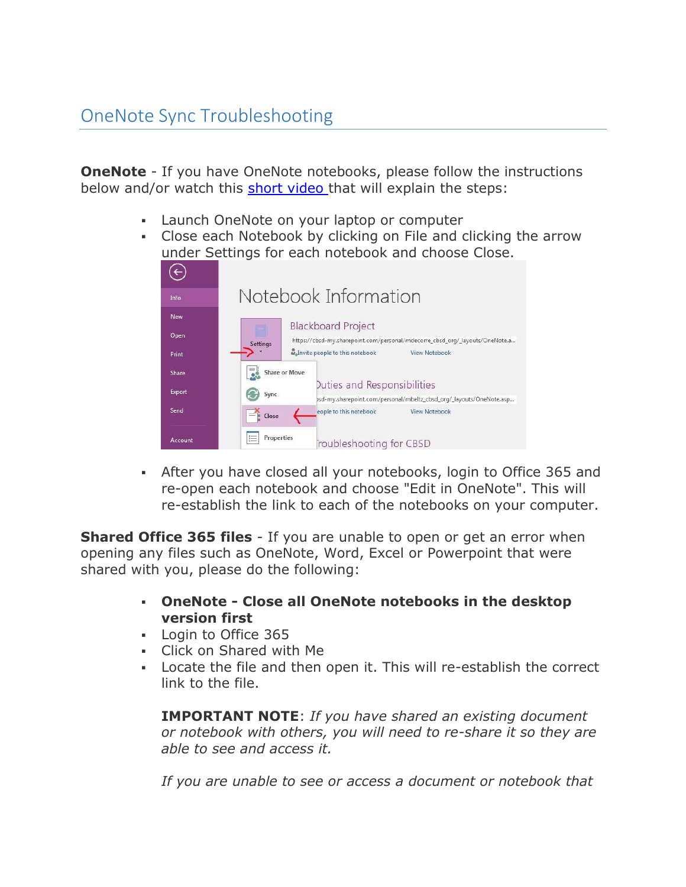# OneNote Sync Troubleshooting

**OneNote** - If you have OneNote notebooks, please follow the instructions below and/or watch this short video that will explain the steps:

- Launch OneNote on your laptop or computer
- Close each Notebook by clicking on File and clicking the arrow under Settings for each notebook and choose Close.

- After you have closed all your notebooks, login to Office 365 and re-open each notebook and choose "Edit in OneNote". This will re-establish the link to each of the notebooks on your computer.

**Shared Office 365 files** - If you are unable to open or get an error when opening any files such as OneNote, Word, Excel or Powerpoint that were shared with you, please do the following:

- **OneNote - Close all OneNote notebooks in the desktop version first**
- Login to Office 365
- Click on Shared with Me
- Locate the file and then open it. This will re-establish the correct link to the file.

**IMPORTANT NOTE**: *If you have shared an existing document or notebook with others, you will need to re-share it so they are able to see and access it.*

*If you are unable to see or access a document or notebook that*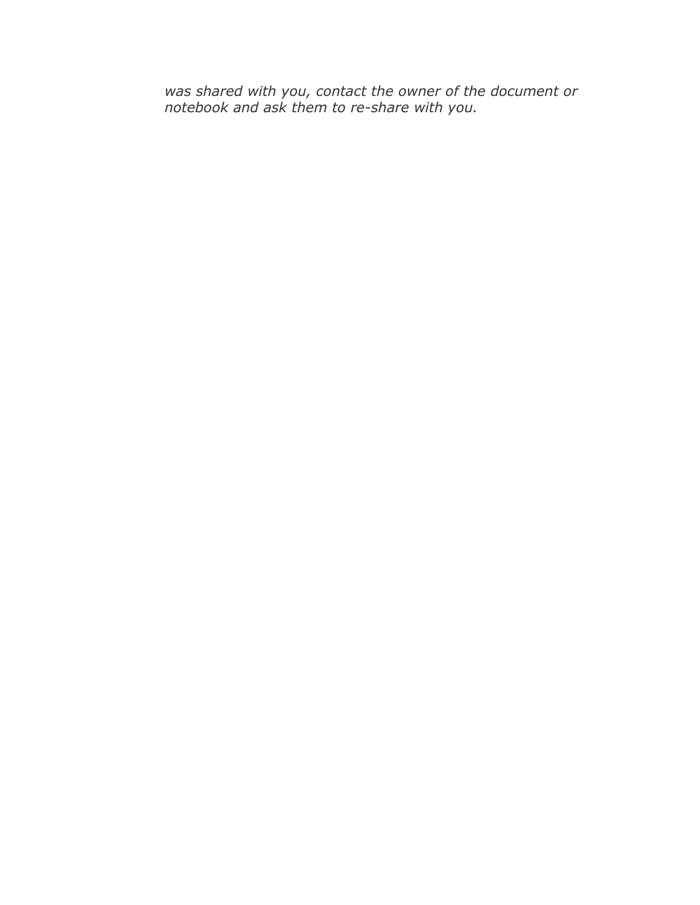*was shared with you, contact the owner of the document or notebook and ask them to re-share with you.*